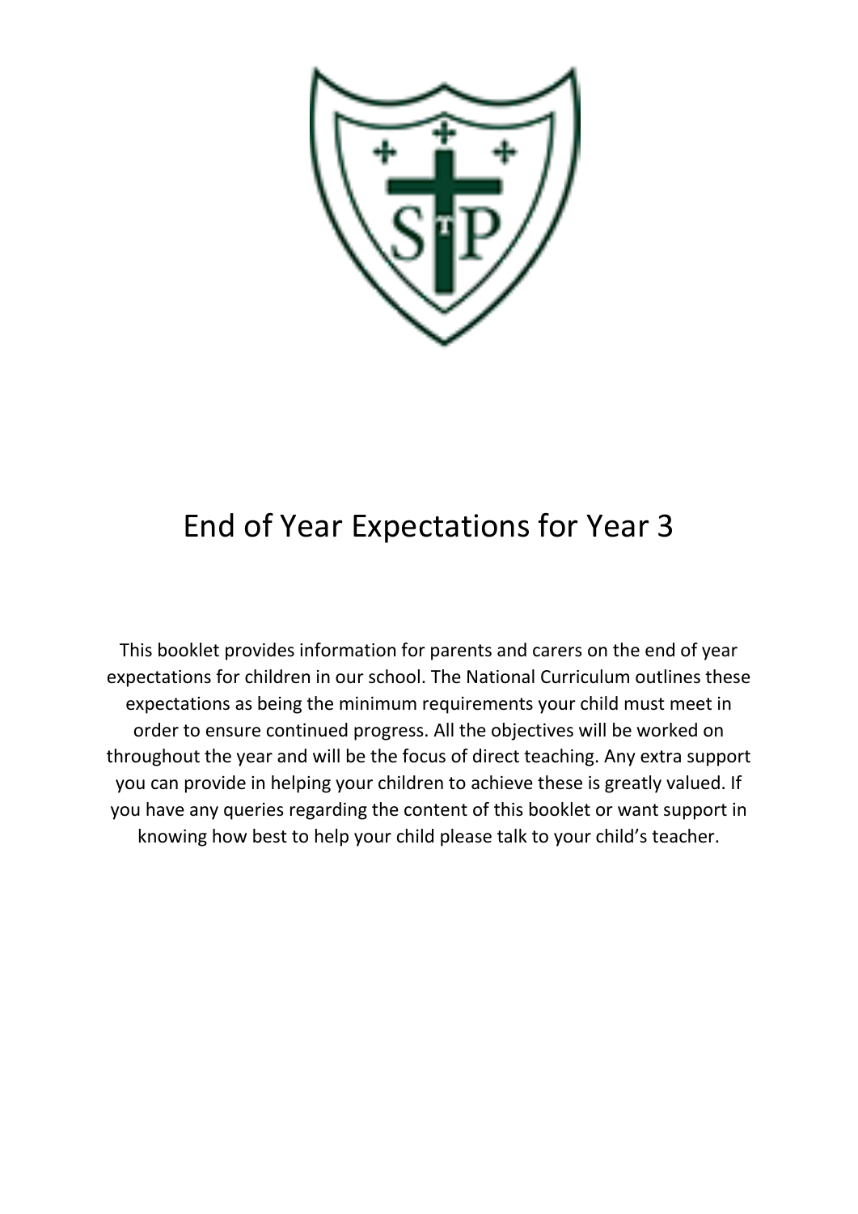# End of Year Expectations for Year 3

This booklet provides information for parents and carers on the end of year expectations for children in our school. The National Curriculum outlines these expectations as being the minimum requirements your child must meet in order to ensure continued progress. All the objectives will be worked on throughout the year and will be the focus of direct teaching. Any extra support you can provide in helping your children to achieve these is greatly valued. If you have any queries regarding the content of this booklet or want support in knowing how best to help your child please talk to your child's teacher.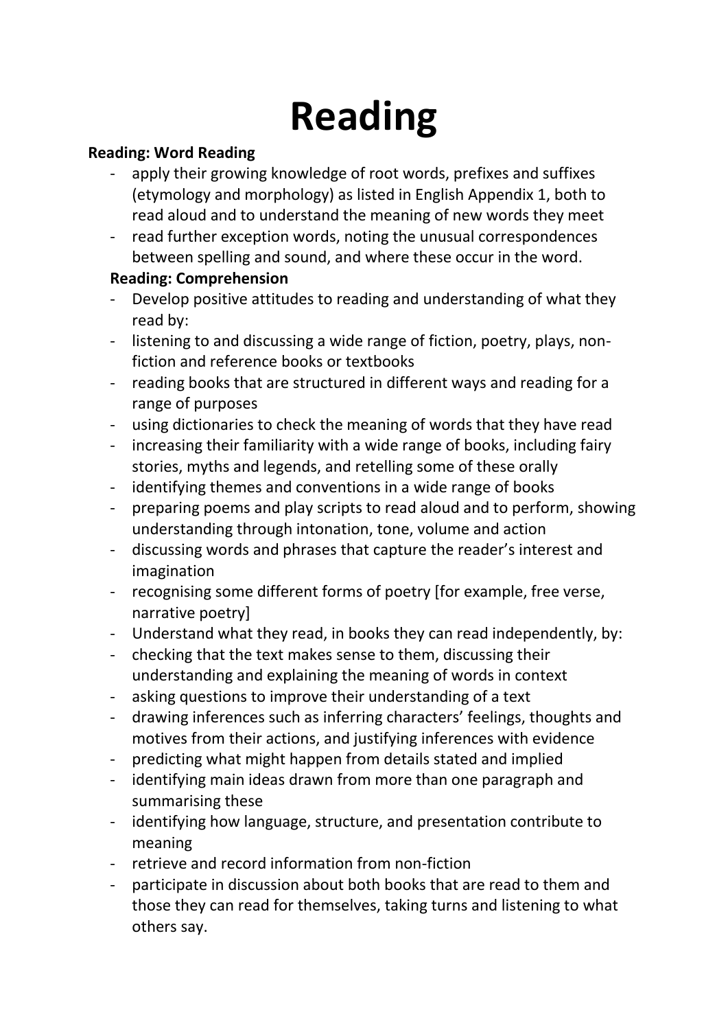# Reading

**Reading: Word Reading**

- apply their growing knowledge of root words, prefixes and suffixes (etymology and morphology) as listed in English Appendix 1, both to read aloud and to understand the meaning of new words they meet
- read further exception words, noting the unusual correspondences between spelling and sound, and where these occur in the word.

**Reading: Comprehension**

- Develop positive attitudes to reading and understanding of what they read by:
- listening to and discussing a wide range of fiction, poetry, plays, non-fiction and reference books or textbooks
- reading books that are structured in different ways and reading for a range of purposes
- using dictionaries to check the meaning of words that they have read
- increasing their familiarity with a wide range of books, including fairy stories, myths and legends, and retelling some of these orally
- identifying themes and conventions in a wide range of books
- preparing poems and play scripts to read aloud and to perform, showing understanding through intonation, tone, volume and action
- discussing words and phrases that capture the reader's interest and imagination
- recognising some different forms of poetry [for example, free verse, narrative poetry]
- Understand what they read, in books they can read independently, by:
- checking that the text makes sense to them, discussing their understanding and explaining the meaning of words in context
- asking questions to improve their understanding of a text
- drawing inferences such as inferring characters' feelings, thoughts and motives from their actions, and justifying inferences with evidence
- predicting what might happen from details stated and implied
- identifying main ideas drawn from more than one paragraph and summarising these
- identifying how language, structure, and presentation contribute to meaning
- retrieve and record information from non-fiction
- participate in discussion about both books that are read to them and those they can read for themselves, taking turns and listening to what others say.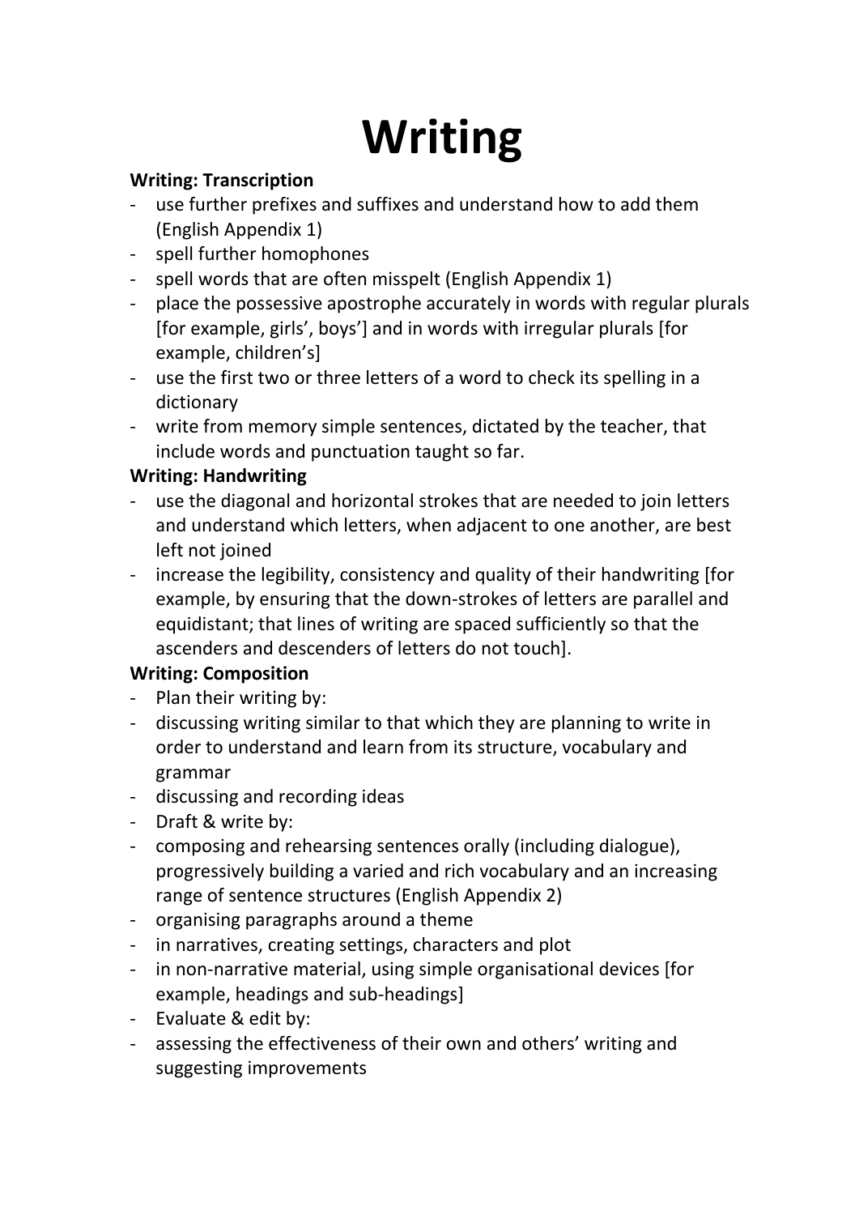# Writing

**Writing: Transcription**

- use further prefixes and suffixes and understand how to add them (English Appendix 1)
- spell further homophones
- spell words that are often misspelt (English Appendix 1)
- place the possessive apostrophe accurately in words with regular plurals [for example, girls', boys'] and in words with irregular plurals [for example, children's]
- use the first two or three letters of a word to check its spelling in a dictionary
- write from memory simple sentences, dictated by the teacher, that include words and punctuation taught so far.

**Writing: Handwriting**

- use the diagonal and horizontal strokes that are needed to join letters and understand which letters, when adjacent to one another, are best left not joined
- increase the legibility, consistency and quality of their handwriting [for example, by ensuring that the down-strokes of letters are parallel and equidistant; that lines of writing are spaced sufficiently so that the ascenders and descenders of letters do not touch].

**Writing: Composition**

- Plan their writing by:
- discussing writing similar to that which they are planning to write in order to understand and learn from its structure, vocabulary and grammar
- discussing and recording ideas
- Draft & write by:
- composing and rehearsing sentences orally (including dialogue), progressively building a varied and rich vocabulary and an increasing range of sentence structures (English Appendix 2)
- organising paragraphs around a theme
- in narratives, creating settings, characters and plot
- in non-narrative material, using simple organisational devices [for example, headings and sub-headings]
- Evaluate & edit by:
- assessing the effectiveness of their own and others' writing and suggesting improvements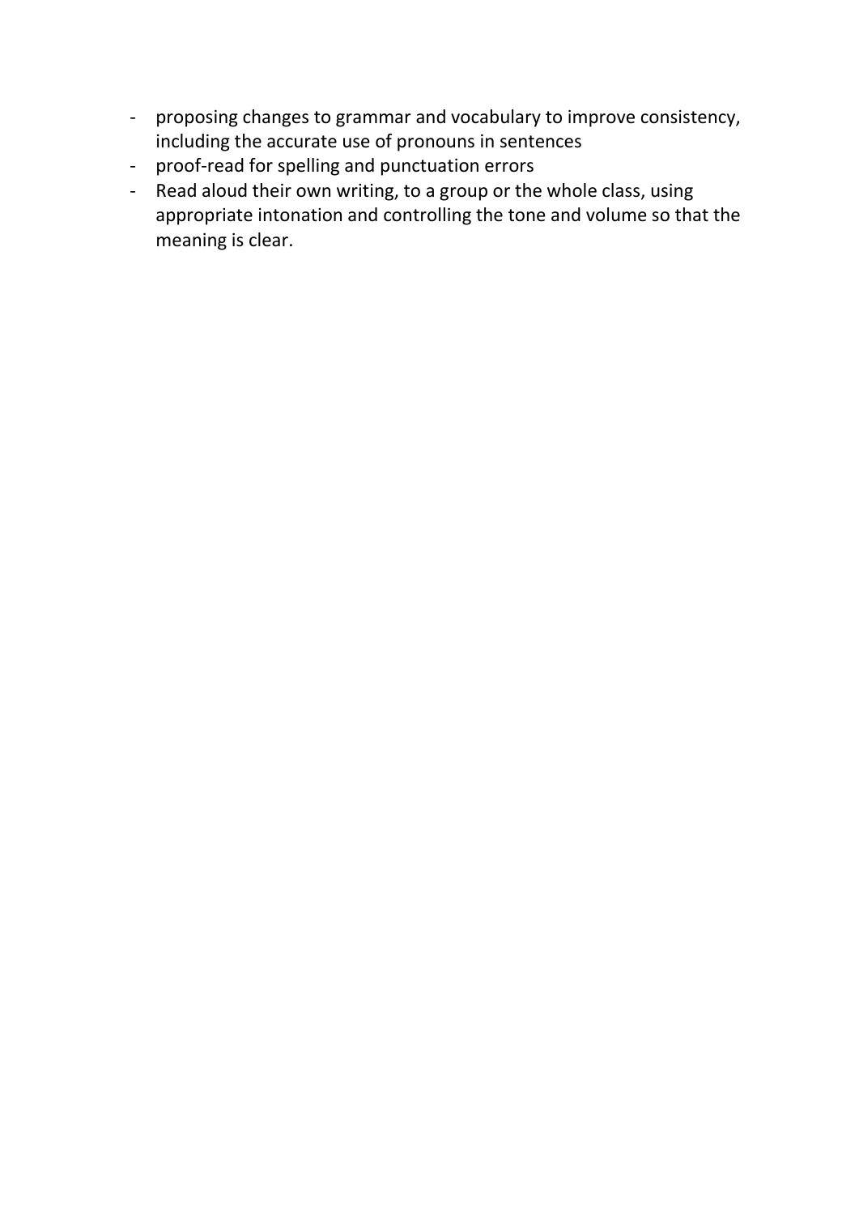- proposing changes to grammar and vocabulary to improve consistency, including the accurate use of pronouns in sentences
- proof-read for spelling and punctuation errors
- Read aloud their own writing, to a group or the whole class, using appropriate intonation and controlling the tone and volume so that the meaning is clear.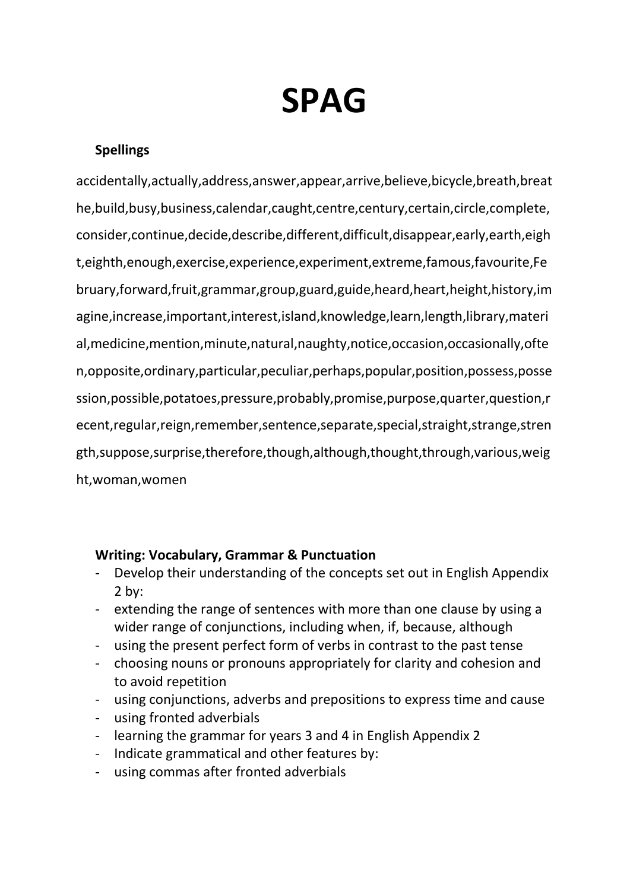# SPAG

**Spellings**

accidentally,actually,address,answer,appear,arrive,believe,bicycle,breath,breathe,build,busy,business,calendar,caught,centre,century,certain,circle,complete,consider,continue,decide,describe,different,difficult,disappear,early,earth,eight,eighth,enough,exercise,experience,experiment,extreme,famous,favourite,February,forward,fruit,grammar,group,guard,guide,heard,heart,height,history,imagine,increase,important,interest,island,knowledge,learn,length,library,material,medicine,mention,minute,natural,naughty,notice,occasion,occasionally,often,opposite,ordinary,particular,peculiar,perhaps,popular,position,possess,possession,possible,potatoes,pressure,probably,promise,purpose,quarter,question,recent,regular,reign,remember,sentence,separate,special,straight,strange,strength,suppose,surprise,therefore,though,although,thought,through,various,weight,woman,women

**Writing: Vocabulary, Grammar & Punctuation**

- Develop their understanding of the concepts set out in English Appendix 2 by:
- extending the range of sentences with more than one clause by using a wider range of conjunctions, including when, if, because, although
- using the present perfect form of verbs in contrast to the past tense
- choosing nouns or pronouns appropriately for clarity and cohesion and to avoid repetition
- using conjunctions, adverbs and prepositions to express time and cause
- using fronted adverbials
- learning the grammar for years 3 and 4 in English Appendix 2
- Indicate grammatical and other features by:
- using commas after fronted adverbials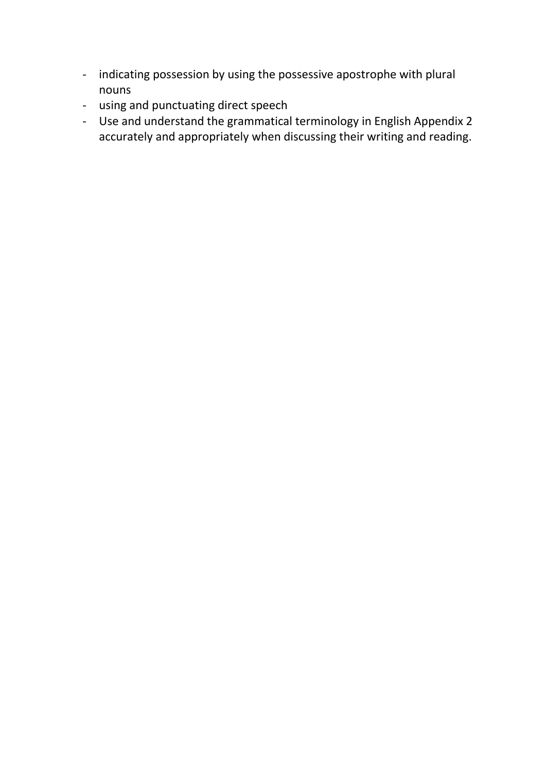- indicating possession by using the possessive apostrophe with plural nouns
- using and punctuating direct speech
- Use and understand the grammatical terminology in English Appendix 2 accurately and appropriately when discussing their writing and reading.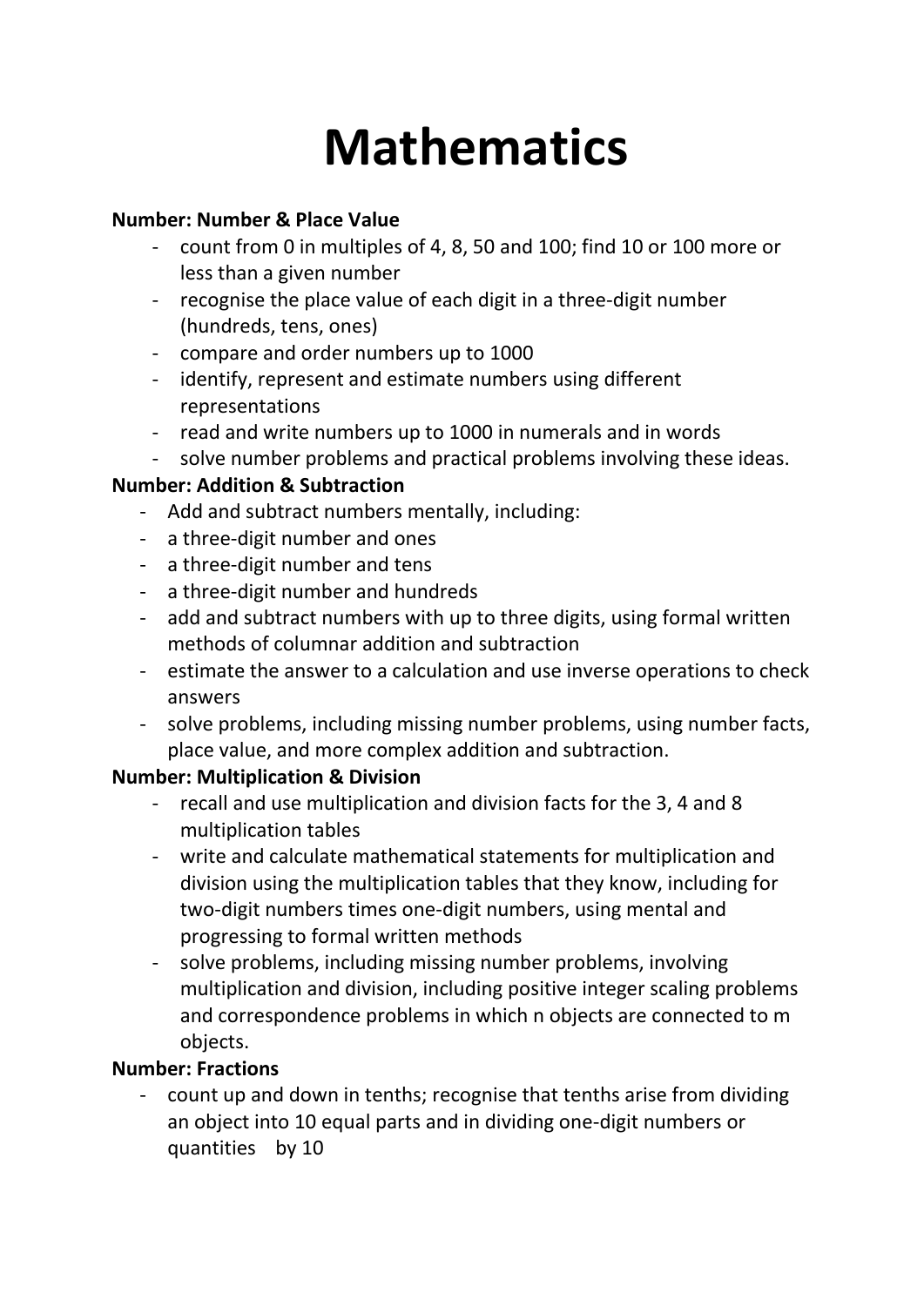# Mathematics

**Number: Number & Place Value**

- count from 0 in multiples of 4, 8, 50 and 100; find 10 or 100 more or less than a given number
- recognise the place value of each digit in a three-digit number (hundreds, tens, ones)
- compare and order numbers up to 1000
- identify, represent and estimate numbers using different representations
- read and write numbers up to 1000 in numerals and in words
- solve number problems and practical problems involving these ideas.

**Number: Addition & Subtraction**

- Add and subtract numbers mentally, including:
- a three-digit number and ones
- a three-digit number and tens
- a three-digit number and hundreds
- add and subtract numbers with up to three digits, using formal written methods of columnar addition and subtraction
- estimate the answer to a calculation and use inverse operations to check answers
- solve problems, including missing number problems, using number facts, place value, and more complex addition and subtraction.

**Number: Multiplication & Division**

- recall and use multiplication and division facts for the 3, 4 and 8 multiplication tables
- write and calculate mathematical statements for multiplication and division using the multiplication tables that they know, including for two-digit numbers times one-digit numbers, using mental and progressing to formal written methods
- solve problems, including missing number problems, involving multiplication and division, including positive integer scaling problems and correspondence problems in which n objects are connected to m objects.

**Number: Fractions**

- count up and down in tenths; recognise that tenths arise from dividing an object into 10 equal parts and in dividing one-digit numbers or quantities by 10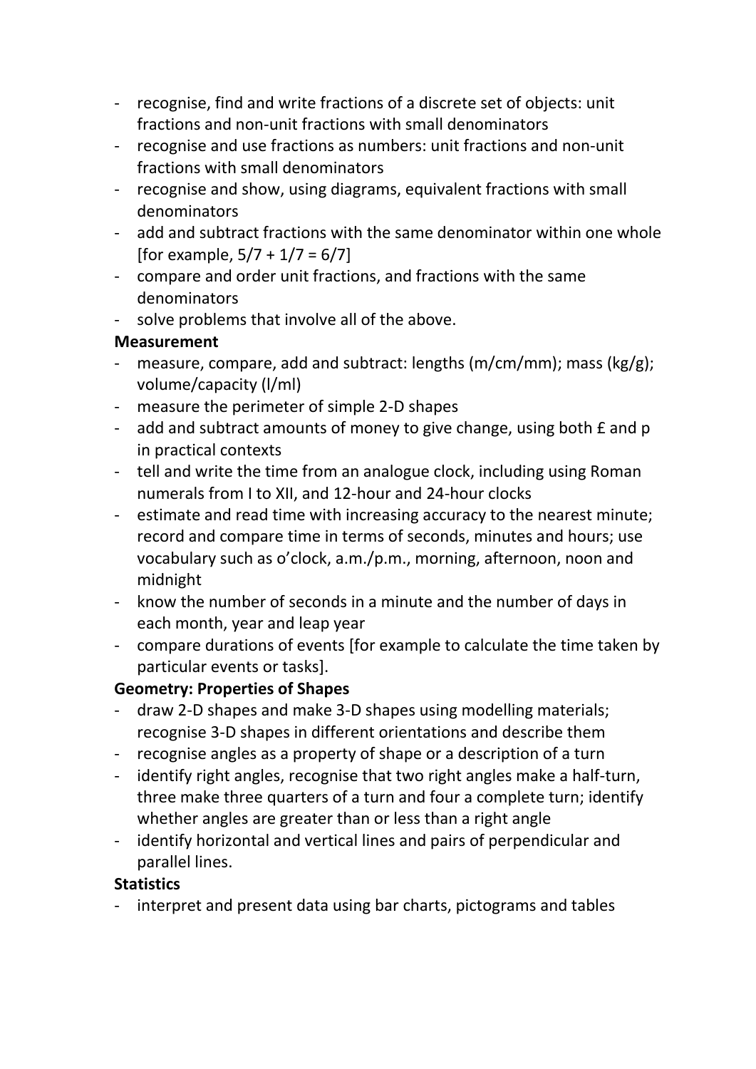- recognise, find and write fractions of a discrete set of objects: unit fractions and non-unit fractions with small denominators
- recognise and use fractions as numbers: unit fractions and non-unit fractions with small denominators
- recognise and show, using diagrams, equivalent fractions with small denominators
- add and subtract fractions with the same denominator within one whole [for example, $5/7 + 1/7 = 6/7$]
- compare and order unit fractions, and fractions with the same denominators
- solve problems that involve all of the above.

**Measurement**

- measure, compare, add and subtract: lengths (m/cm/mm); mass (kg/g); volume/capacity (l/ml)
- measure the perimeter of simple 2-D shapes
- add and subtract amounts of money to give change, using both £ and p in practical contexts
- tell and write the time from an analogue clock, including using Roman numerals from I to XII, and 12-hour and 24-hour clocks
- estimate and read time with increasing accuracy to the nearest minute; record and compare time in terms of seconds, minutes and hours; use vocabulary such as o'clock, a.m./p.m., morning, afternoon, noon and midnight
- know the number of seconds in a minute and the number of days in each month, year and leap year
- compare durations of events [for example to calculate the time taken by particular events or tasks].

**Geometry: Properties of Shapes**

- draw 2-D shapes and make 3-D shapes using modelling materials; recognise 3-D shapes in different orientations and describe them
- recognise angles as a property of shape or a description of a turn
- identify right angles, recognise that two right angles make a half-turn, three make three quarters of a turn and four a complete turn; identify whether angles are greater than or less than a right angle
- identify horizontal and vertical lines and pairs of perpendicular and parallel lines.

**Statistics**

- interpret and present data using bar charts, pictograms and tables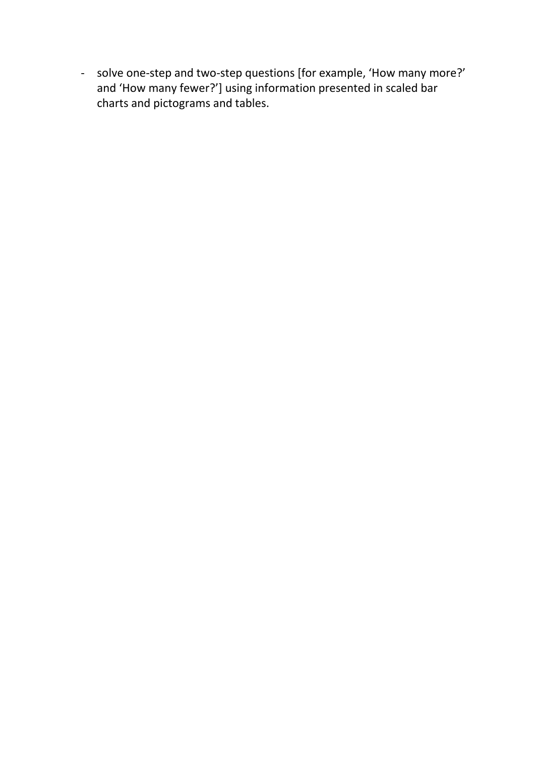- solve one-step and two-step questions [for example, ‘How many more?’ and ‘How many fewer?’] using information presented in scaled bar charts and pictograms and tables.